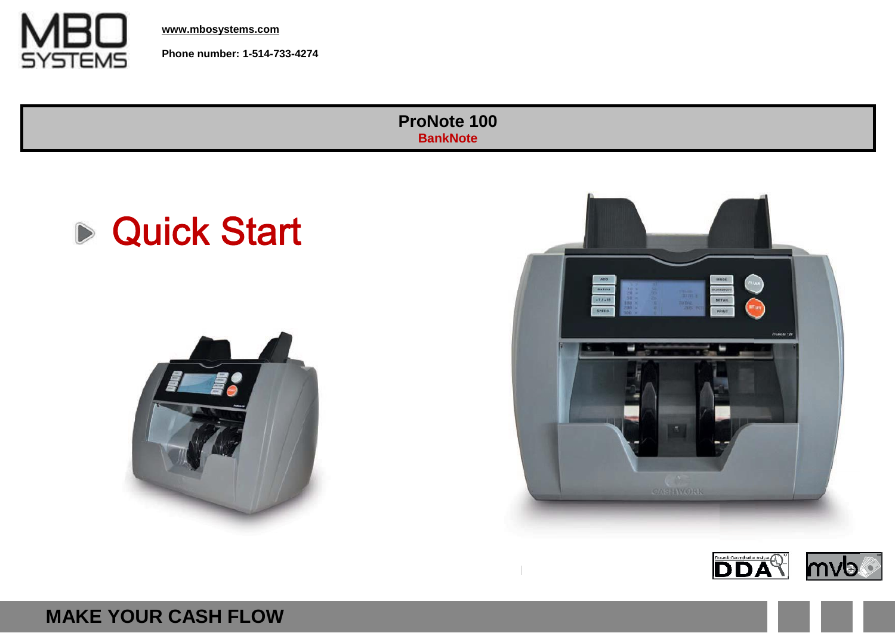**MBO SYSTEMS**

**www.mbosystems.com**

**Phone number: 1-514-733-4274**

# ProNote 100

**BankNote**

## Quick Start

**MAKE YOUR CASH FLOW**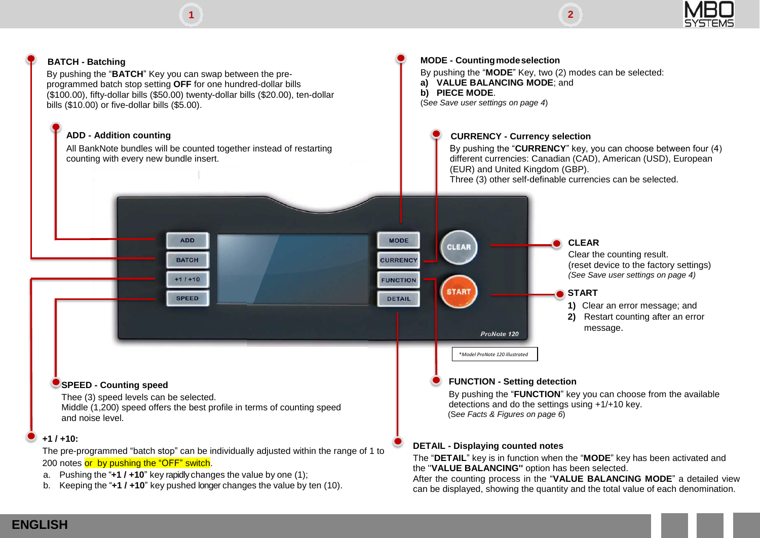## BATCH - Batching

By pushing the "**BATCH**" Key you can swap between the pre-programmed batch stop setting **OFF** for one hundred-dollar bills ($100.00), fifty-dollar bills ($50.00) twenty-dollar bills ($20.00), ten-dollar bills ($10.00) or five-dollar bills ($5.00).

## ADD - Addition counting

All BankNote bundles will be counted together instead of restarting counting with every new bundle insert.

## MODE - Counting mode selection

By pushing the "**MODE**" Key, two (2) modes can be selected:

**a)** **VALUE BALANCING MODE**; and
**b)** **PIECE MODE**.

(*See Save user settings on page 4*)

## CURRENCY - Currency selection

By pushing the "**CURRENCY**" key, you can choose between four (4) different currencies: Canadian (CAD), American (USD), European (EUR) and United Kingdom (GBP).
Three (3) other self-definable currencies can be selected.

## CLEAR

Clear the counting result.
(reset device to the factory settings)
*(See Save user settings on page 4)*

## START

**1)** Clear an error message; and
**2)** Restart counting after an error message.

*Model ProNote 120 illustrated

## SPEED - Counting speed

Thee (3) speed levels can be selected.
Middle (1,200) speed offers the best profile in terms of counting speed and noise level.

## +1 / +10:

The pre-programmed "batch stop" can be individually adjusted within the range of 1 to 200 notes or by pushing the "OFF" switch.

a. Pushing the "**+1 / +10**" key rapidly changes the value by one (1);
b. Keeping the "**+1 / +10**" key pushed longer changes the value by ten (10).

## FUNCTION - Setting detection

By pushing the "**FUNCTION**" key you can choose from the available detections and do the settings using +1/+10 key.
(*See Facts & Figures on page 6*)

## DETAIL - Displaying counted notes

The "**DETAIL**" key is in function when the "**MODE**" key has been activated and the "**VALUE BALANCING"** option has been selected.
After the counting process in the "**VALUE BALANCING MODE**" a detailed view can be displayed, showing the quantity and the total value of each denomination.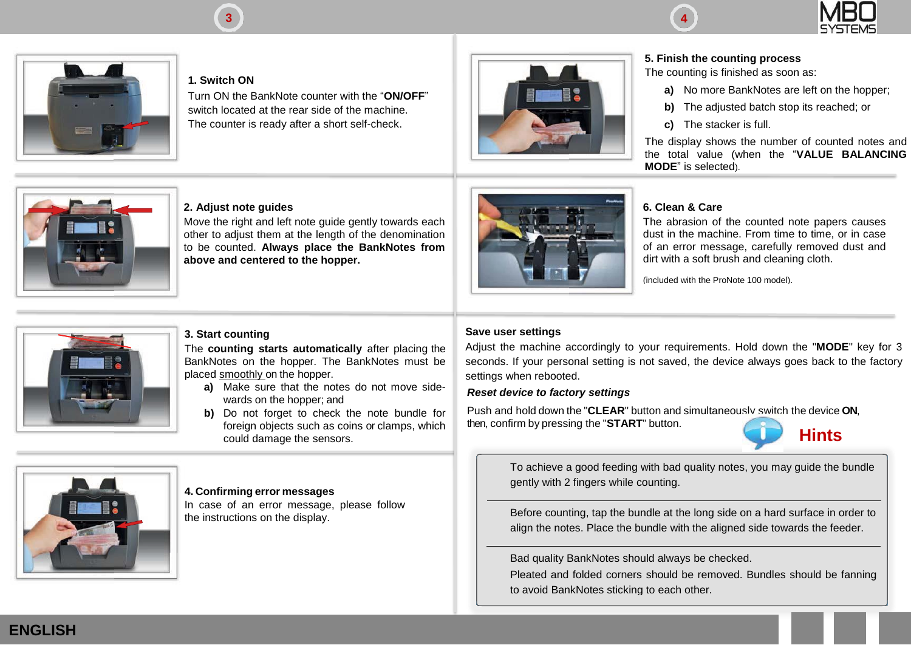### 1. Switch ON

Turn ON the BankNote counter with the "**ON/OFF**" switch located at the rear side of the machine.
The counter is ready after a short self-check.

### 2. Adjust note guides

Move the right and left note guide gently towards each other to adjust them at the length of the denomination to be counted. **Always place the BankNotes from above and centered to the hopper.**

### 3. Start counting

The **counting starts automatically** after placing the BankNotes on the hopper. The BankNotes must be placed smoothly on the hopper.

- **a)** Make sure that the notes do not move sidewards on the hopper; and
- **b)** Do not forget to check the note bundle for foreign objects such as coins or clamps, which could damage the sensors.

### 4. Confirming error messages

In case of an error message, please follow the instructions on the display.

### 5. Finish the counting process

The counting is finished as soon as:

- **a)** No more BankNotes are left on the hopper;
- **b)** The adjusted batch stop its reached; or
- **c)** The stacker is full.

The display shows the number of counted notes and the total value (when the "**VALUE BALANCING MODE**" is selected).

### 6. Clean & Care

The abrasion of the counted note papers causes dust in the machine. From time to time, or in case of an error message, carefully removed dust and dirt with a soft brush and cleaning cloth.

(included with the ProNote 100 model).

### Save user settings

Adjust the machine accordingly to your requirements. Hold down the "**MODE**" key for 3 seconds. If your personal setting is not saved, the device always goes back to the factory settings when rebooted.

***Reset device to factory settings***

Push and hold down the "**CLEAR**" button and simultaneously switch the device **ON**, then, confirm by pressing the "**START**" button.

## Hints

To achieve a good feeding with bad quality notes, you may guide the bundle gently with 2 fingers while counting.

Before counting, tap the bundle at the long side on a hard surface in order to align the notes. Place the bundle with the aligned side towards the feeder.

Bad quality BankNotes should always be checked.
Pleated and folded corners should be removed. Bundles should be fanning to avoid BankNotes sticking to each other.

**ENGLISH**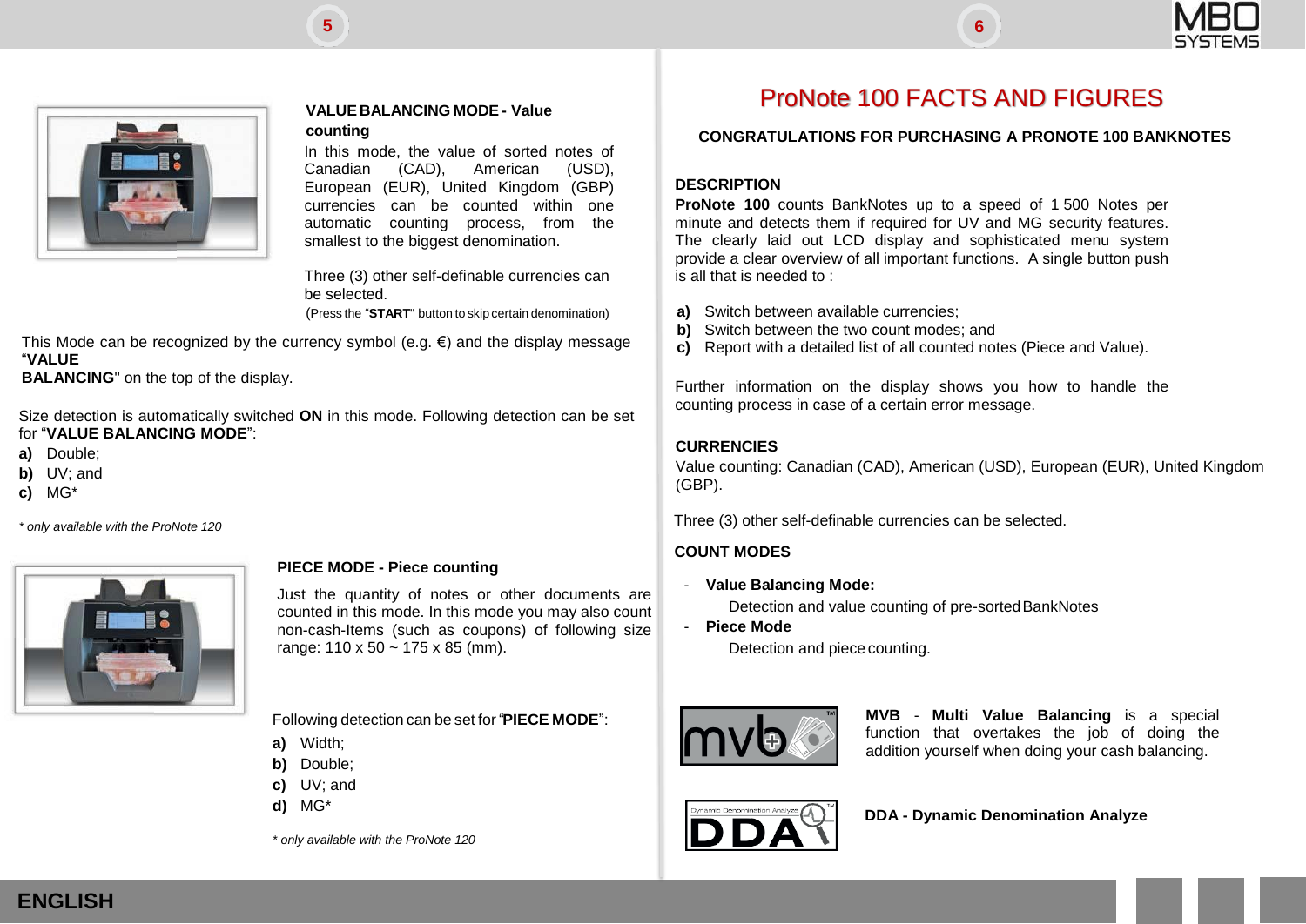### VALUE BALANCING MODE - Value counting

In this mode, the value of sorted notes of Canadian (CAD), American (USD), European (EUR), United Kingdom (GBP) currencies can be counted within one automatic counting process, from the smallest to the biggest denomination.

Three (3) other self-definable currencies can be selected.
(Press the "**START**" button to skip certain denomination)

This Mode can be recognized by the currency symbol (e.g. €) and the display message "**VALUE BALANCING**" on the top of the display.

Size detection is automatically switched **ON** in this mode. Following detection can be set for "**VALUE BALANCING MODE**":

**a)** Double;
**b)** UV; and
**c)** MG*

*\* only available with the ProNote 120*

### PIECE MODE - Piece counting

Just the quantity of notes or other documents are counted in this mode. In this mode you may also count non-cash-Items (such as coupons) of following size range: 110 x 50 ~ 175 x 85 (mm).

Following detection can be set for "**PIECE MODE**":

**a)** Width;
**b)** Double;
**c)** UV; and
**d)** MG*

*\* only available with the ProNote 120*

# ProNote 100 FACTS AND FIGURES

**CONGRATULATIONS FOR PURCHASING A PRONOTE 100 BANKNOTES**

**DESCRIPTION**

**ProNote 100** counts BankNotes up to a speed of 1 500 Notes per minute and detects them if required for UV and MG security features. The clearly laid out LCD display and sophisticated menu system provide a clear overview of all important functions. A single button push is all that is needed to :

**a)** Switch between available currencies;
**b)** Switch between the two count modes; and
**c)** Report with a detailed list of all counted notes (Piece and Value).

Further information on the display shows you how to handle the counting process in case of a certain error message.

**CURRENCIES**

Value counting: Canadian (CAD), American (USD), European (EUR), United Kingdom (GBP).

Three (3) other self-definable currencies can be selected.

**COUNT MODES**

- **Value Balancing Mode:**
  Detection and value counting of pre-sorted BankNotes
- **Piece Mode**
  Detection and piece counting.

**MVB - Multi Value Balancing** is a special function that overtakes the job of doing the addition yourself when doing your cash balancing.

**DDA - Dynamic Denomination Analyze**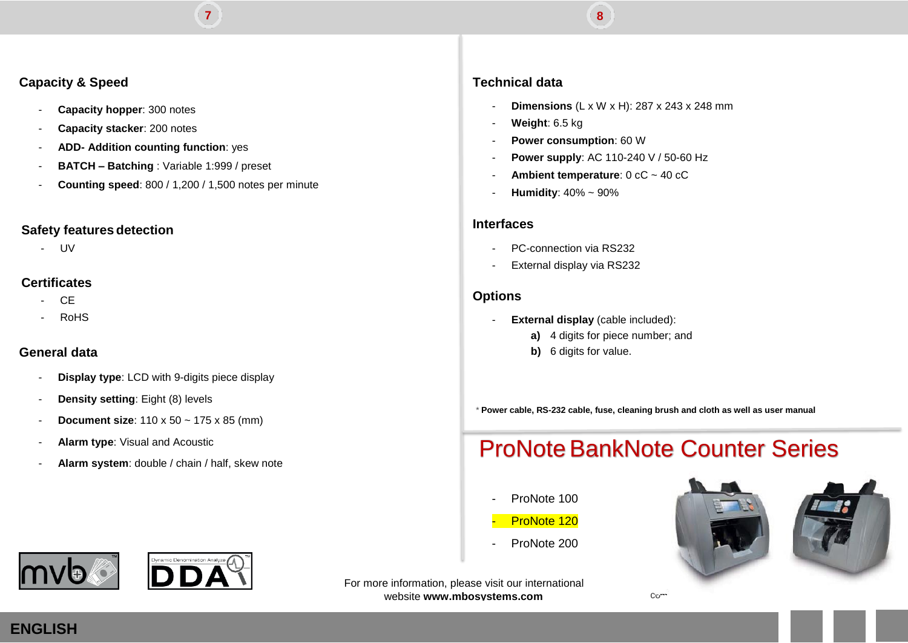## Capacity & Speed

- **Capacity hopper**: 300 notes
- **Capacity stacker**: 200 notes
- **ADD- Addition counting function**: yes
- **BATCH – Batching** : Variable 1:999 / preset
- **Counting speed**: 800 / 1,200 / 1,500 notes per minute

## Safety features detection

- UV

## Certificates

- CE
- RoHS

## General data

- **Display type**: LCD with 9-digits piece display
- **Density setting**: Eight (8) levels
- **Document size**: 110 x 50 ~ 175 x 85 (mm)
- **Alarm type**: Visual and Acoustic
- **Alarm system**: double / chain / half, skew note

## Technical data

- **Dimensions** (L x W x H): 287 x 243 x 248 mm
- **Weight**: 6.5 kg
- **Power consumption**: 60 W
- **Power supply**: AC 110-240 V / 50-60 Hz
- **Ambient temperature**: 0 cC ~ 40 cC
- **Humidity**: 40% ~ 90%

## Interfaces

- PC-connection via RS232
- External display via RS232

## Options

- **External display** (cable included):
  - **a)** 4 digits for piece number; and
  - **b)** 6 digits for value.

* **Power cable, RS-232 cable, fuse, cleaning brush and cloth as well as user manual**

# ProNote BankNote Counter Series

- ProNote 100
- ProNote 120
- ProNote 200

For more information, please visit our international website **www.mbosystems.com**

ENGLISH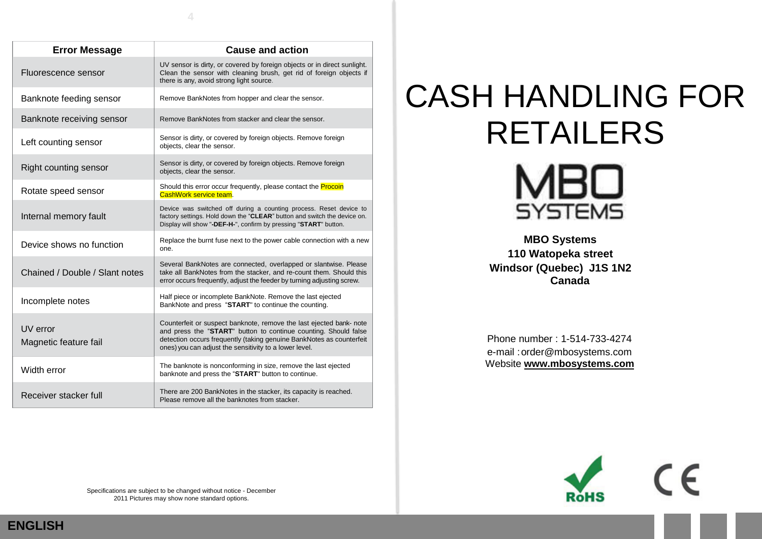| Error Message | Cause and action |
|---|---|
| Fluorescence sensor | UV sensor is dirty, or covered by foreign objects or in direct sunlight. Clean the sensor with cleaning brush, get rid of foreign objects if there is any, avoid strong light source. |
| Banknote feeding sensor | Remove BankNotes from hopper and clear the sensor. |
| Banknote receiving sensor | Remove BankNotes from stacker and clear the sensor. |
| Left counting sensor | Sensor is dirty, or covered by foreign objects. Remove foreign objects, clear the sensor. |
| Right counting sensor | Sensor is dirty, or covered by foreign objects. Remove foreign objects, clear the sensor. |
| Rotate speed sensor | Should this error occur frequently, please contact the Procoin CashWork service team. |
| Internal memory fault | Device was switched off during a counting process. Reset device to factory settings. Hold down the "**CLEAR**" button and switch the device on. Display will show "**-DEF-H-**", confirm by pressing "**START**" button. |
| Device shows no function | Replace the burnt fuse next to the power cable connection with a new one. |
| Chained / Double / Slant notes | Several BankNotes are connected, overlapped or slantwise. Please take all BankNotes from the stacker, and re-count them. Should this error occurs frequently, adjust the feeder by turning adjusting screw. |
| Incomplete notes | Half piece or incomplete BankNote. Remove the last ejected BankNote and press "**START**" to continue the counting. |
| UV error<br>Magnetic feature fail | Counterfeit or suspect banknote, remove the last ejected bank- note and press the "**START**" button to continue counting. Should false detection occurs frequently (taking genuine BankNotes as counterfeit ones) you can adjust the sensitivity to a lower level. |
| Width error | The banknote is nonconforming in size, remove the last ejected banknote and press the "**START**" button to continue. |
| Receiver stacker full | There are 200 BankNotes in the stacker, its capacity is reached. Please remove all the banknotes from stacker. |

Specifications are subject to be changed without notice - December 2011 Pictures may show none standard options.

# CASH HANDLING FOR RETAILERS

MBO SYSTEMS

**MBO Systems**
**110 Watopeka street**
**Windsor (Quebec) J1S 1N2**
**Canada**

Phone number : 1-514-733-4274
e-mail : order@mbosystems.com
Website **www.mbosystems.com**

RoHS

CE

**ENGLISH**